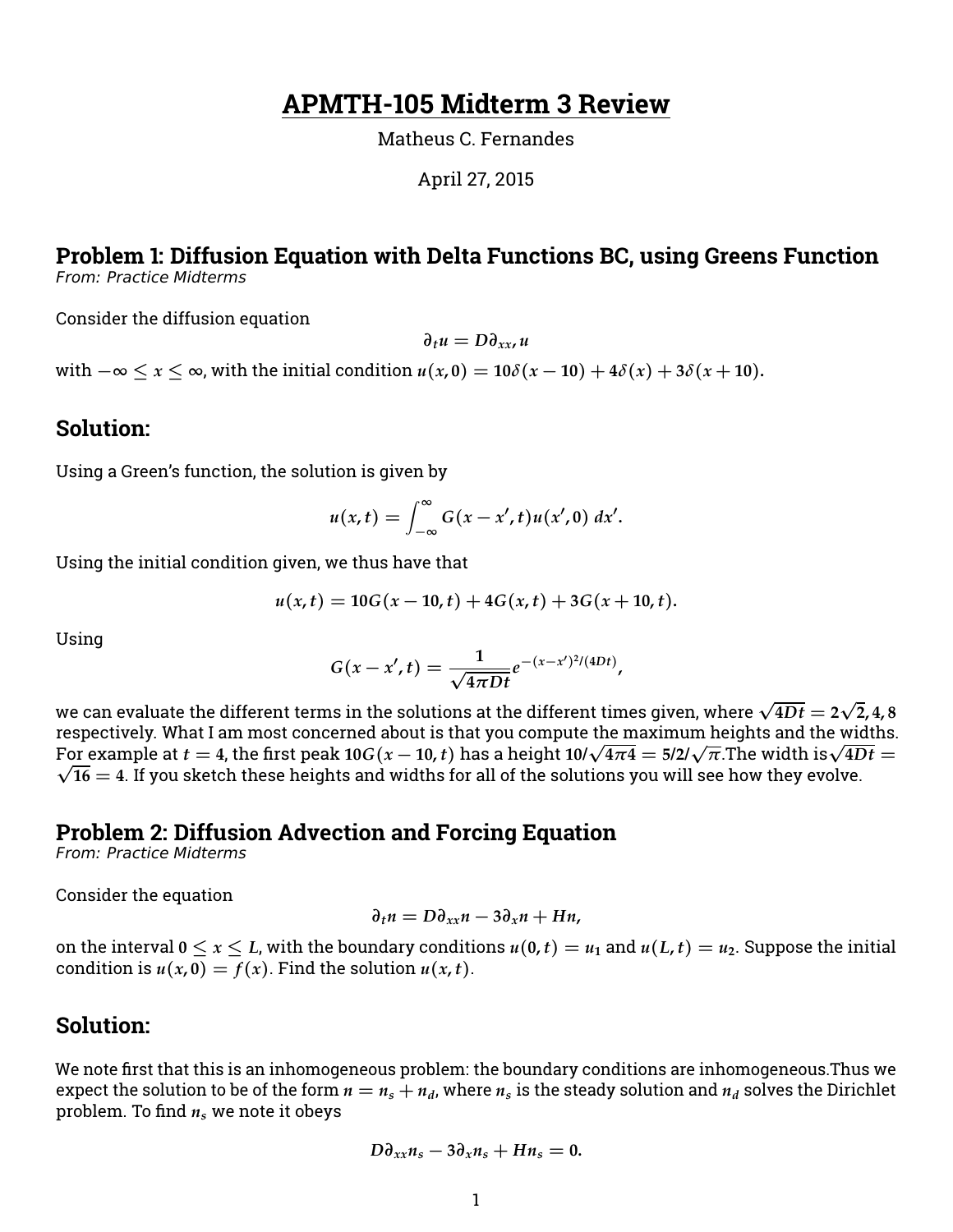# APMTH-105 Midterm 3 Review

Matheus C. Fernandes

April 27, 2015

## Problem 1: Diffusion Equation with Delta Functions BC, using Greens Function

*From: Practice Midterms*

Consider the diffusion equation

$$\partial_t u = D\partial_{xx}, u$$

with $-\infty \leq x \leq \infty$, with the initial condition $u(x, 0) = 10\delta(x - 10) + 4\delta(x) + 3\delta(x + 10)$.

## Solution:

Using a Green's function, the solution is given by

$$u(x, t) = \int_{-\infty}^{\infty} G(x - x', t)u(x', 0)\, dx'.$$

Using the initial condition given, we thus have that

$$u(x, t) = 10G(x - 10, t) + 4G(x, t) + 3G(x + 10, t).$$

Using

$$G(x - x', t) = \frac{1}{\sqrt{4\pi Dt}} e^{-(x-x')^2/(4Dt)},$$

we can evaluate the different terms in the solutions at the different times given, where $\sqrt{4Dt} = 2\sqrt{2}, 4, 8$ respectively. What I am most concerned about is that you compute the maximum heights and the widths. For example at $t = 4$, the first peak $10G(x - 10, t)$ has a height $10/\sqrt{4\pi 4} = 5/2/\sqrt{\pi}$.The width is$\sqrt{4Dt} = \sqrt{16} = 4$. If you sketch these heights and widths for all of the solutions you will see how they evolve.

## Problem 2: Diffusion Advection and Forcing Equation

*From: Practice Midterms*

Consider the equation

$$\partial_t n = D\partial_{xx} n - 3\partial_x n + Hn,$$

on the interval $0 \leq x \leq L$, with the boundary conditions $u(0, t) = u_1$ and $u(L, t) = u_2$. Suppose the initial condition is $u(x, 0) = f(x)$. Find the solution $u(x, t)$.

## Solution:

We note first that this is an inhomogeneous problem: the boundary conditions are inhomogeneous.Thus we expect the solution to be of the form $n = n_s + n_d$, where $n_s$ is the steady solution and $n_d$ solves the Dirichlet problem. To find $n_s$ we note it obeys

$$D\partial_{xx} n_s - 3\partial_x n_s + Hn_s = 0.$$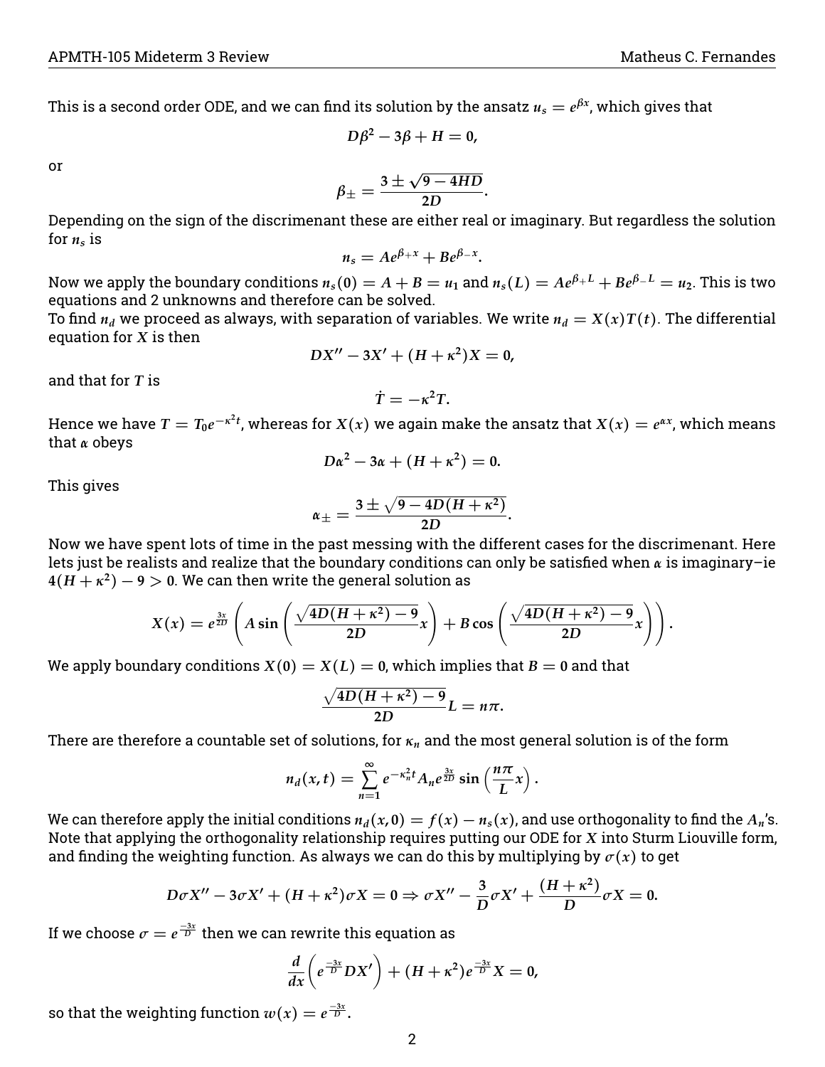This is a second order ODE, and we can find its solution by the ansatz $u_s = e^{\beta x}$, which gives that

$$D\beta^2 - 3\beta + H = 0,$$

or

$$\beta_\pm = \frac{3 \pm \sqrt{9 - 4HD}}{2D}.$$

Depending on the sign of the discrimenant these are either real or imaginary. But regardless the solution for $n_s$ is

$$n_s = Ae^{\beta_+ x} + Be^{\beta_- x}.$$

Now we apply the boundary conditions $n_s(0) = A + B = u_1$ and $n_s(L) = Ae^{\beta_+ L} + Be^{\beta_- L} = u_2$. This is two equations and 2 unknowns and therefore can be solved.

To find $n_d$ we proceed as always, with separation of variables. We write $n_d = X(x)T(t)$. The differential equation for $X$ is then

$$DX'' - 3X' + (H + \kappa^2)X = 0,$$

and that for $T$ is

$$\dot{T} = -\kappa^2 T.$$

Hence we have $T = T_0 e^{-\kappa^2 t}$, whereas for $X(x)$ we again make the ansatz that $X(x) = e^{\alpha x}$, which means that $\alpha$ obeys

$$D\alpha^2 - 3\alpha + (H + \kappa^2) = 0.$$

This gives

$$\alpha_\pm = \frac{3 \pm \sqrt{9 - 4D(H + \kappa^2)}}{2D}.$$

Now we have spent lots of time in the past messing with the different cases for the discrimenant. Here lets just be realists and realize that the boundary conditions can only be satisfied when $\alpha$ is imaginary–ie $4(H + \kappa^2) - 9 > 0$. We can then write the general solution as

$$X(x) = e^{\frac{3x}{2D}} \left( A \sin\left( \frac{\sqrt{4D(H + \kappa^2) - 9}}{2D} x \right) + B \cos\left( \frac{\sqrt{4D(H + \kappa^2) - 9}}{2D} x \right) \right).$$

We apply boundary conditions $X(0) = X(L) = 0$, which implies that $B = 0$ and that

$$\frac{\sqrt{4D(H + \kappa^2) - 9}}{2D} L = n\pi.$$

There are therefore a countable set of solutions, for $\kappa_n$ and the most general solution is of the form

$$n_d(x, t) = \sum_{n=1}^{\infty} e^{-\kappa_n^2 t} A_n e^{\frac{3x}{2D}} \sin\left( \frac{n\pi}{L} x \right).$$

We can therefore apply the initial conditions $n_d(x, 0) = f(x) - n_s(x)$, and use orthogonality to find the $A_n$'s. Note that applying the orthogonality relationship requires putting our ODE for $X$ into Sturm Liouville form, and finding the weighting function. As always we can do this by multiplying by $\sigma(x)$ to get

$$D\sigma X'' - 3\sigma X' + (H + \kappa^2)\sigma X = 0 \Rightarrow \sigma X'' - \frac{3}{D}\sigma X' + \frac{(H + \kappa^2)}{D}\sigma X = 0.$$

If we choose $\sigma = e^{\frac{-3x}{D}}$ then we can rewrite this equation as

$$\frac{d}{dx}\left( e^{\frac{-3x}{D}} DX' \right) + (H + \kappa^2) e^{\frac{-3x}{D}} X = 0,$$

so that the weighting function $w(x) = e^{\frac{-3x}{D}}$.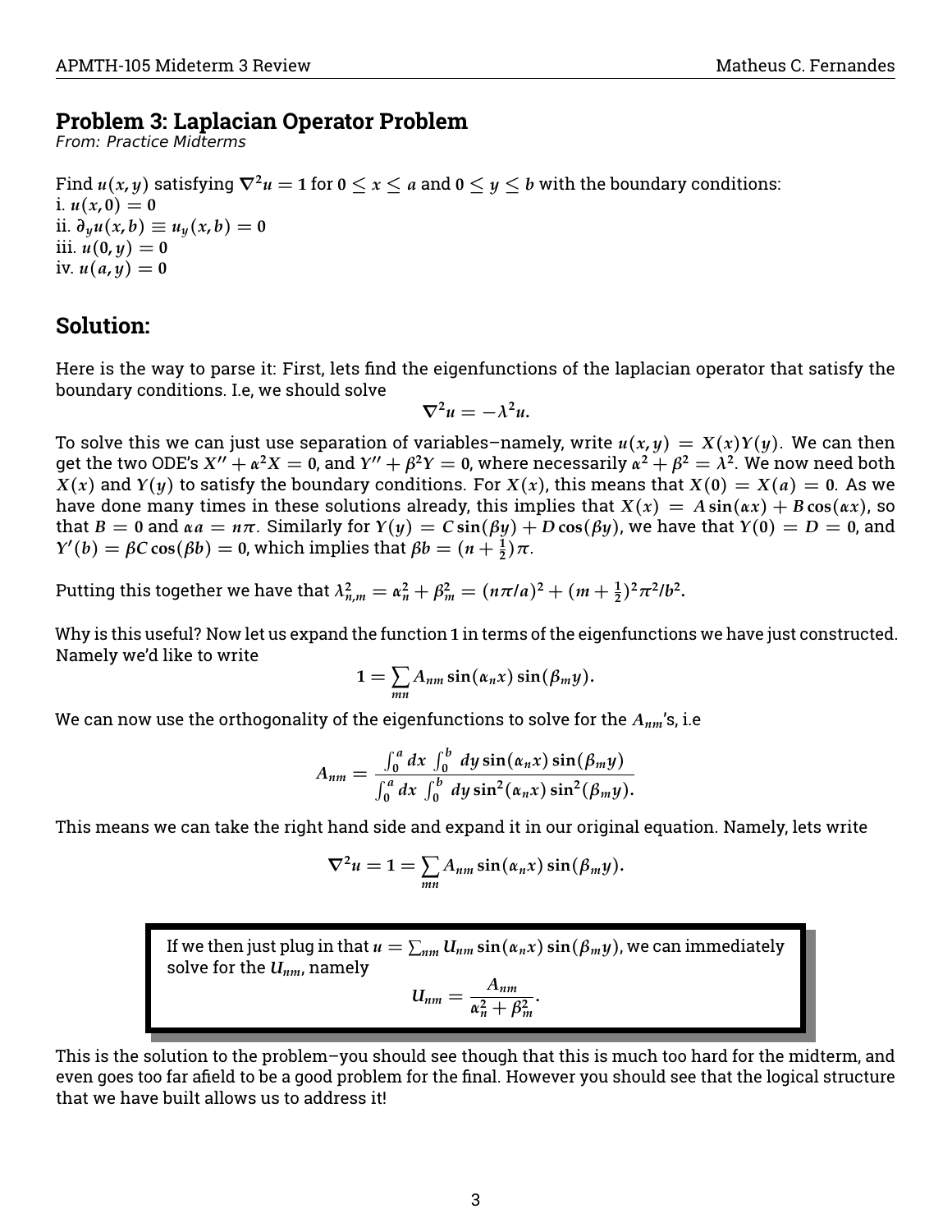## Problem 3: Laplacian Operator Problem

*From: Practice Midterms*

Find $u(x, y)$ satisfying $\nabla^2 u = 1$ for $0 \leq x \leq a$ and $0 \leq y \leq b$ with the boundary conditions:
i. $u(x, 0) = 0$
ii. $\partial_y u(x, b) \equiv u_y(x, b) = 0$
iii. $u(0, y) = 0$
iv. $u(a, y) = 0$

## Solution:

Here is the way to parse it: First, lets find the eigenfunctions of the laplacian operator that satisfy the boundary conditions. I.e, we should solve

$$\nabla^2 u = -\lambda^2 u.$$

To solve this we can just use separation of variables–namely, write $u(x, y) = X(x)Y(y)$. We can then get the two ODE's $X'' + \alpha^2 X = 0$, and $Y'' + \beta^2 Y = 0$, where necessarily $\alpha^2 + \beta^2 = \lambda^2$. We now need both $X(x)$ and $Y(y)$ to satisfy the boundary conditions. For $X(x)$, this means that $X(0) = X(a) = 0$. As we have done many times in these solutions already, this implies that $X(x) = A \sin(\alpha x) + B \cos(\alpha x)$, so that $B = 0$ and $\alpha a = n\pi$. Similarly for $Y(y) = C \sin(\beta y) + D \cos(\beta y)$, we have that $Y(0) = D = 0$, and $Y'(b) = \beta C \cos(\beta b) = 0$, which implies that $\beta b = (n + \frac{1}{2})\pi$.

Putting this together we have that $\lambda_{n,m}^2 = \alpha_n^2 + \beta_m^2 = (n\pi/a)^2 + (m + \frac{1}{2})^2 \pi^2 / b^2$.

Why is this useful? Now let us expand the function $1$ in terms of the eigenfunctions we have just constructed. Namely we'd like to write

$$1 = \sum_{mn} A_{nm} \sin(\alpha_n x) \sin(\beta_m y).$$

We can now use the orthogonality of the eigenfunctions to solve for the $A_{nm}$'s, i.e

$$A_{nm} = \frac{\int_0^a dx \int_0^b dy \sin(\alpha_n x) \sin(\beta_m y)}{\int_0^a dx \int_0^b dy \sin^2(\alpha_n x) \sin^2(\beta_m y).}$$

This means we can take the right hand side and expand it in our original equation. Namely, lets write

$$\nabla^2 u = 1 = \sum_{mn} A_{nm} \sin(\alpha_n x) \sin(\beta_m y).$$

If we then just plug in that $u = \sum_{nm} U_{nm} \sin(\alpha_n x) \sin(\beta_m y)$, we can immediately solve for the $U_{nm}$, namely

$$U_{nm} = \frac{A_{nm}}{\alpha_n^2 + \beta_m^2}.$$

This is the solution to the problem–you should see though that this is much too hard for the midterm, and even goes too far afield to be a good problem for the final. However you should see that the logical structure that we have built allows us to address it!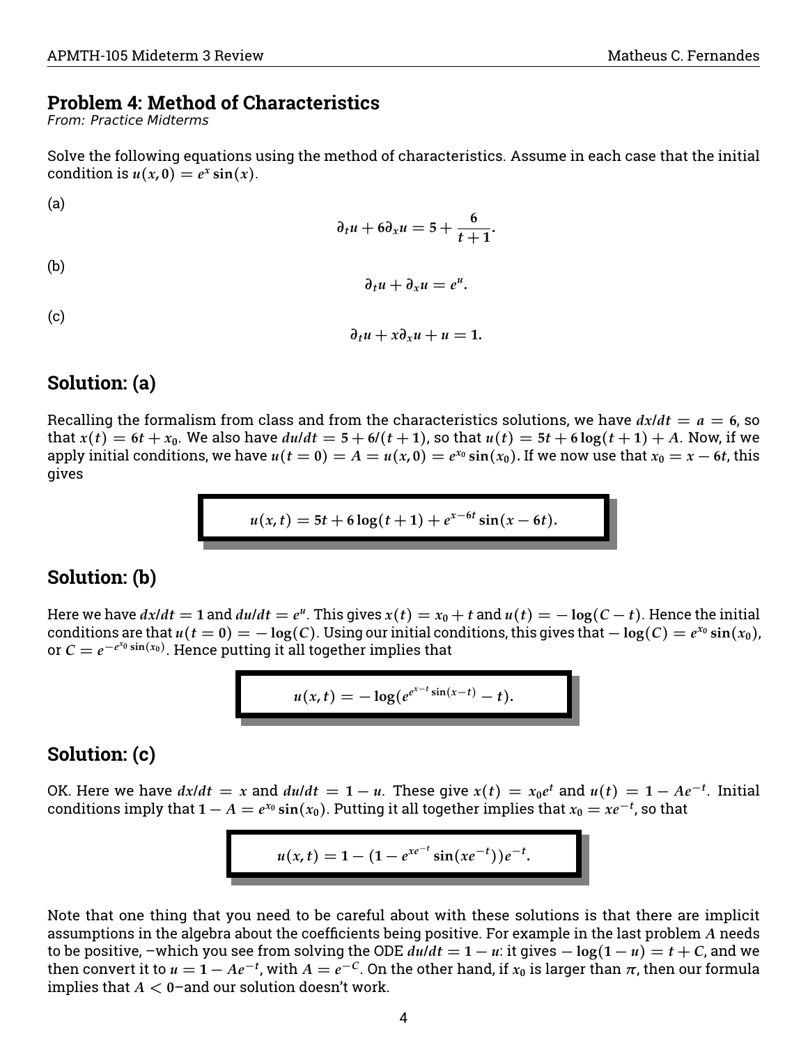## Problem 4: Method of Characteristics

*From: Practice Midterms*

Solve the following equations using the method of characteristics. Assume in each case that the initial condition is $u(x, 0) = e^x \sin(x)$.

(a)

$$\partial_t u + 6\partial_x u = 5 + \frac{6}{t+1}.$$

(b)

$$\partial_t u + \partial_x u = e^u.$$

(c)

$$\partial_t u + x\partial_x u + u = 1.$$

## Solution: (a)

Recalling the formalism from class and from the characteristics solutions, we have $dx/dt = a = 6$, so that $x(t) = 6t + x_0$. We also have $du/dt = 5 + 6/(t+1)$, so that $u(t) = 5t + 6\log(t+1) + A$. Now, if we apply initial conditions, we have $u(t=0) = A = u(x, 0) = e^{x_0}\sin(x_0)$. If we now use that $x_0 = x - 6t$, this gives

$$\boxed{u(x,t) = 5t + 6\log(t+1) + e^{x-6t}\sin(x-6t).}$$

## Solution: (b)

Here we have $dx/dt = 1$ and $du/dt = e^u$. This gives $x(t) = x_0 + t$ and $u(t) = -\log(C - t)$. Hence the initial conditions are that $u(t=0) = -\log(C)$. Using our initial conditions, this gives that $-\log(C) = e^{x_0}\sin(x_0)$, or $C = e^{-e^{x_0}\sin(x_0)}$. Hence putting it all together implies that

$$\boxed{u(x,t) = -\log(e^{e^{x-t}\sin(x-t)} - t).}$$

## Solution: (c)

OK. Here we have $dx/dt = x$ and $du/dt = 1 - u$. These give $x(t) = x_0 e^t$ and $u(t) = 1 - Ae^{-t}$. Initial conditions imply that $1 - A = e^{x_0}\sin(x_0)$. Putting it all together implies that $x_0 = xe^{-t}$, so that

$$\boxed{u(x,t) = 1 - (1 - e^{xe^{-t}}\sin(xe^{-t}))e^{-t}.}$$

Note that one thing that you need to be careful about with these solutions is that there are implicit assumptions in the algebra about the coefficients being positive. For example in the last problem $A$ needs to be positive, –which you see from solving the ODE $du/dt = 1 - u$: it gives $-\log(1-u) = t + C$, and we then convert it to $u = 1 - Ae^{-t}$, with $A = e^{-C}$. On the other hand, if $x_0$ is larger than $\pi$, then our formula implies that $A < 0$–and our solution doesn't work.